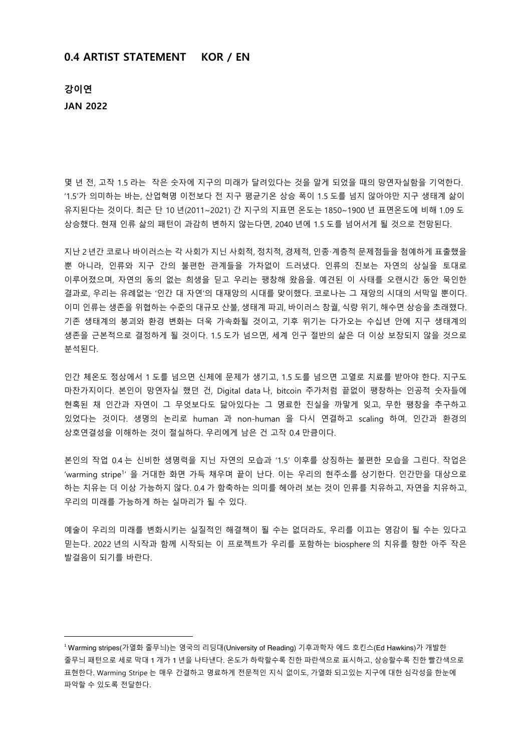# 0.4 ARTIST STATEMENT KOR / EN

**강이연**

**JAN 2022**

몇 년 전, 고작 1.5 라는 작은 숫자에 지구의 미래가 달려있다는 것을 알게 되었을 때의 망연자실함을 기억한다. '1.5'가 의미하는 바는, 산업혁명 이전보다 전 지구 평균기온 상승 폭이 1.5 도를 넘지 않아야만 지구 생태계 삶이 유지된다는 것이다. 최근 단 10 년(2011~2021) 간 지구의 지표면 온도는 1850~1900 년 표면온도에 비해 1.09 도 상승했다. 현재 인류 삶의 패턴이 과감히 변하지 않는다면, 2040 년에 1.5 도를 넘어서게 될 것으로 전망된다.

지난 2 년간 코로나 바이러스는 각 사회가 지닌 사회적, 정치적, 경제적, 인종·계층적 문제점들을 첨예하게 표출했을 뿐 아니라, 인류와 지구 간의 불편한 관계들을 가차없이 드러냈다. 인류의 진보는 자연의 상실을 토대로 이루어졌으며, 자연의 동의 없는 희생을 딛고 우리는 팽창해 왔음을. 예견된 이 사태를 오랜시간 동안 묵인한 결과로, 우리는 유례없는 '인간 대 자연'의 대재앙의 시대를 맞이했다. 코로나는 그 재앙의 시대의 서막일 뿐이다. 이미 인류는 생존을 위협하는 수준의 대규모 산불, 생태계 파괴, 바이러스 창궐, 식량 위기, 해수면 상승을 초래했다. 기존 생태계의 붕괴와 환경 변화는 더욱 가속화될 것이고, 기후 위기는 다가오는 수십년 안에 지구 생태계의 생존을 근본적으로 결정하게 될 것이다. 1.5 도가 넘으면, 세계 인구 절반의 삶은 더 이상 보장되지 않을 것으로 분석된다.

인간 체온도 정상에서 1 도를 넘으면 신체에 문제가 생기고, 1.5 도를 넘으면 고열로 치료를 받아야 한다. 지구도 마찬가지이다. 본인이 망연자실 했던 건, Digital data 나, bitcoin 주가처럼 끝없이 팽창하는 인공적 숫자들에 현혹된 채 인간과 자연이 그 무엇보다도 닮아있다는 그 명료한 진실을 까맣게 잊고, 무한 팽창을 추구하고 있었다는 것이다. 생명의 논리로 human 과 non-human 을 다시 연결하고 scaling 하여, 인간과 환경의 상호연결성을 이해하는 것이 절실하다. 우리에게 남은 건 고작 0.4 만큼이다.

본인의 작업 0.4 는 신비한 생명력을 지닌 자연의 모습과 '1.5' 이후를 상징하는 불편한 모습을 그린다. 작업은 'warming stripe[1]' 을 거대한 화면 가득 채우며 끝이 난다. 이는 우리의 현주소를 상기한다. 인간만을 대상으로 하는 치유는 더 이상 가능하지 않다. 0.4 가 함축하는 의미를 헤아려 보는 것이 인류를 치유하고, 자연을 치유하고, 우리의 미래를 가능하게 하는 실마리가 될 수 있다.

예술이 우리의 미래를 변화시키는 실질적인 해결책이 될 수는 없더라도, 우리를 이끄는 영감이 될 수는 있다고 믿는다. 2022 년의 시작과 함께 시작되는 이 프로젝트가 우리를 포함하는 biosphere 의 치유를 향한 아주 작은 발걸음이 되기를 바란다.

---

[1] Warming stripes(가열화 줄무늬)는 영국의 리딩대(University of Reading) 기후과학자 에드 호킨스(Ed Hawkins)가 개발한 줄무늬 패턴으로 세로 막대 1 개가 1 년을 나타낸다. 온도가 하락할수록 진한 파란색으로 표시하고, 상승할수록 진한 빨간색으로 표현한다. Warming Stripe 는 매우 간결하고 명료하게 전문적인 지식 없이도, 가열화 되고있는 지구에 대한 심각성을 한눈에 파악할 수 있도록 전달한다.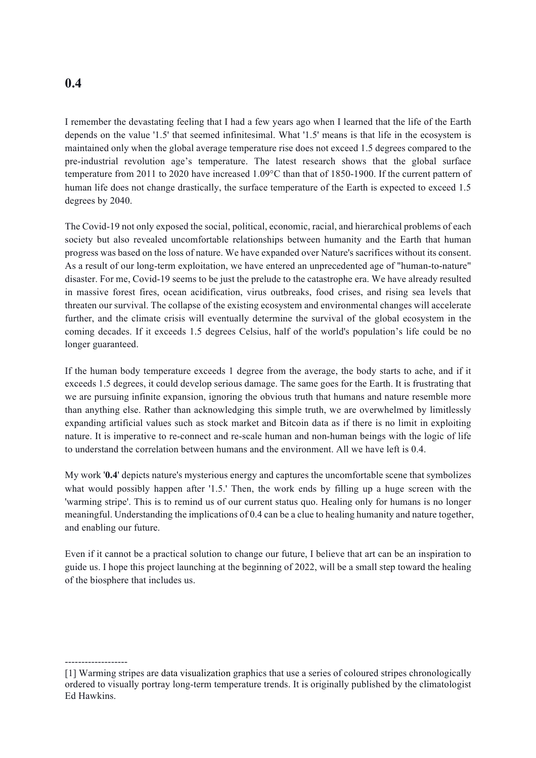# 0.4

I remember the devastating feeling that I had a few years ago when I learned that the life of the Earth depends on the value '1.5' that seemed infinitesimal. What '1.5' means is that life in the ecosystem is maintained only when the global average temperature rise does not exceed 1.5 degrees compared to the pre-industrial revolution age's temperature. The latest research shows that the global surface temperature from 2011 to 2020 have increased 1.09°C than that of 1850-1900. If the current pattern of human life does not change drastically, the surface temperature of the Earth is expected to exceed 1.5 degrees by 2040.

The Covid-19 not only exposed the social, political, economic, racial, and hierarchical problems of each society but also revealed uncomfortable relationships between humanity and the Earth that human progress was based on the loss of nature. We have expanded over Nature's sacrifices without its consent. As a result of our long-term exploitation, we have entered an unprecedented age of "human-to-nature" disaster. For me, Covid-19 seems to be just the prelude to the catastrophe era. We have already resulted in massive forest fires, ocean acidification, virus outbreaks, food crises, and rising sea levels that threaten our survival. The collapse of the existing ecosystem and environmental changes will accelerate further, and the climate crisis will eventually determine the survival of the global ecosystem in the coming decades. If it exceeds 1.5 degrees Celsius, half of the world's population's life could be no longer guaranteed.

If the human body temperature exceeds 1 degree from the average, the body starts to ache, and if it exceeds 1.5 degrees, it could develop serious damage. The same goes for the Earth. It is frustrating that we are pursuing infinite expansion, ignoring the obvious truth that humans and nature resemble more than anything else. Rather than acknowledging this simple truth, we are overwhelmed by limitlessly expanding artificial values such as stock market and Bitcoin data as if there is no limit in exploiting nature. It is imperative to re-connect and re-scale human and non-human beings with the logic of life to understand the correlation between humans and the environment. All we have left is 0.4.

My work '**0.4**' depicts nature's mysterious energy and captures the uncomfortable scene that symbolizes what would possibly happen after '1.5.' Then, the work ends by filling up a huge screen with the 'warming stripe'. This is to remind us of our current status quo. Healing only for humans is no longer meaningful. Understanding the implications of 0.4 can be a clue to healing humanity and nature together, and enabling our future.

Even if it cannot be a practical solution to change our future, I believe that art can be an inspiration to guide us. I hope this project launching at the beginning of 2022, will be a small step toward the healing of the biosphere that includes us.

-------------------

[1] Warming stripes are data visualization graphics that use a series of coloured stripes chronologically ordered to visually portray long-term temperature trends. It is originally published by the climatologist Ed Hawkins.